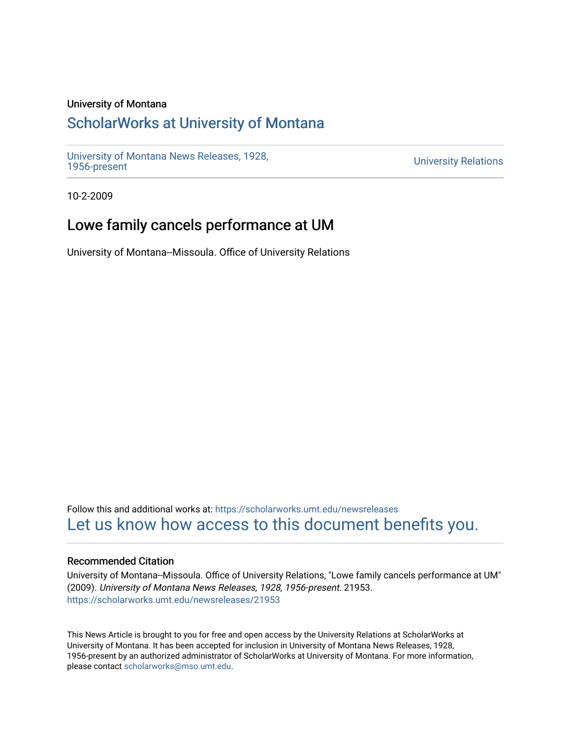University of Montana

# ScholarWorks at University of Montana

University of Montana News Releases, 1928, 1956-present

University Relations

10-2-2009

## Lowe family cancels performance at UM

University of Montana--Missoula. Office of University Relations

Follow this and additional works at: https://scholarworks.umt.edu/newsreleases

Let us know how access to this document benefits you.

### Recommended Citation

University of Montana--Missoula. Office of University Relations, "Lowe family cancels performance at UM" (2009). *University of Montana News Releases, 1928, 1956-present*. 21953.
https://scholarworks.umt.edu/newsreleases/21953

This News Article is brought to you for free and open access by the University Relations at ScholarWorks at University of Montana. It has been accepted for inclusion in University of Montana News Releases, 1928, 1956-present by an authorized administrator of ScholarWorks at University of Montana. For more information, please contact scholarworks@mso.umt.edu.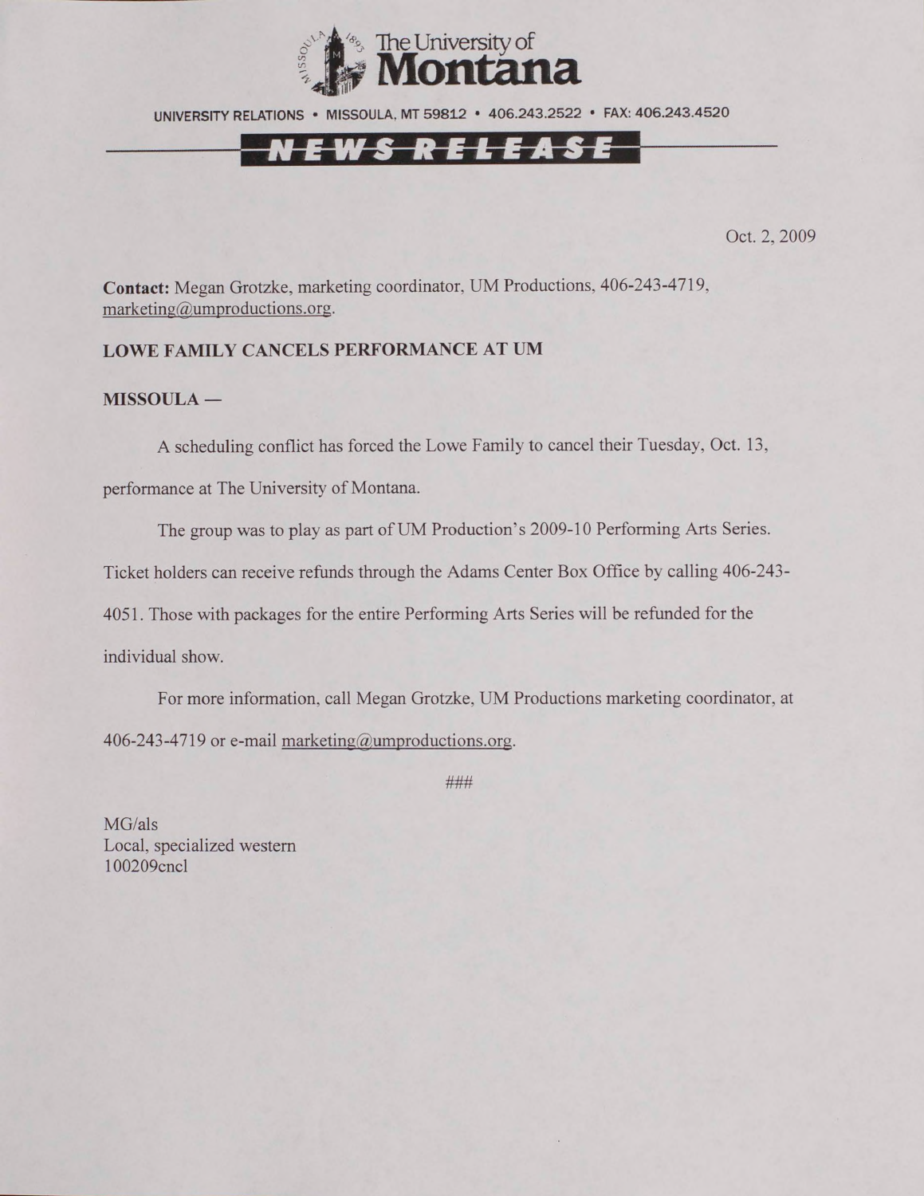The University of Montana

UNIVERSITY RELATIONS • MISSOULA, MT 59812 • 406.243.2522 • FAX: 406.243.4520

NEWS RELEASE

Oct. 2, 2009

**Contact:** Megan Grotzke, marketing coordinator, UM Productions, 406-243-4719, marketing@umproductions.org.

**LOWE FAMILY CANCELS PERFORMANCE AT UM**

**MISSOULA —**

A scheduling conflict has forced the Lowe Family to cancel their Tuesday, Oct. 13, performance at The University of Montana.

The group was to play as part of UM Production's 2009-10 Performing Arts Series. Ticket holders can receive refunds through the Adams Center Box Office by calling 406-243-4051. Those with packages for the entire Performing Arts Series will be refunded for the individual show.

For more information, call Megan Grotzke, UM Productions marketing coordinator, at 406-243-4719 or e-mail marketing@umproductions.org.

###

MG/als
Local, specialized western
100209cncl